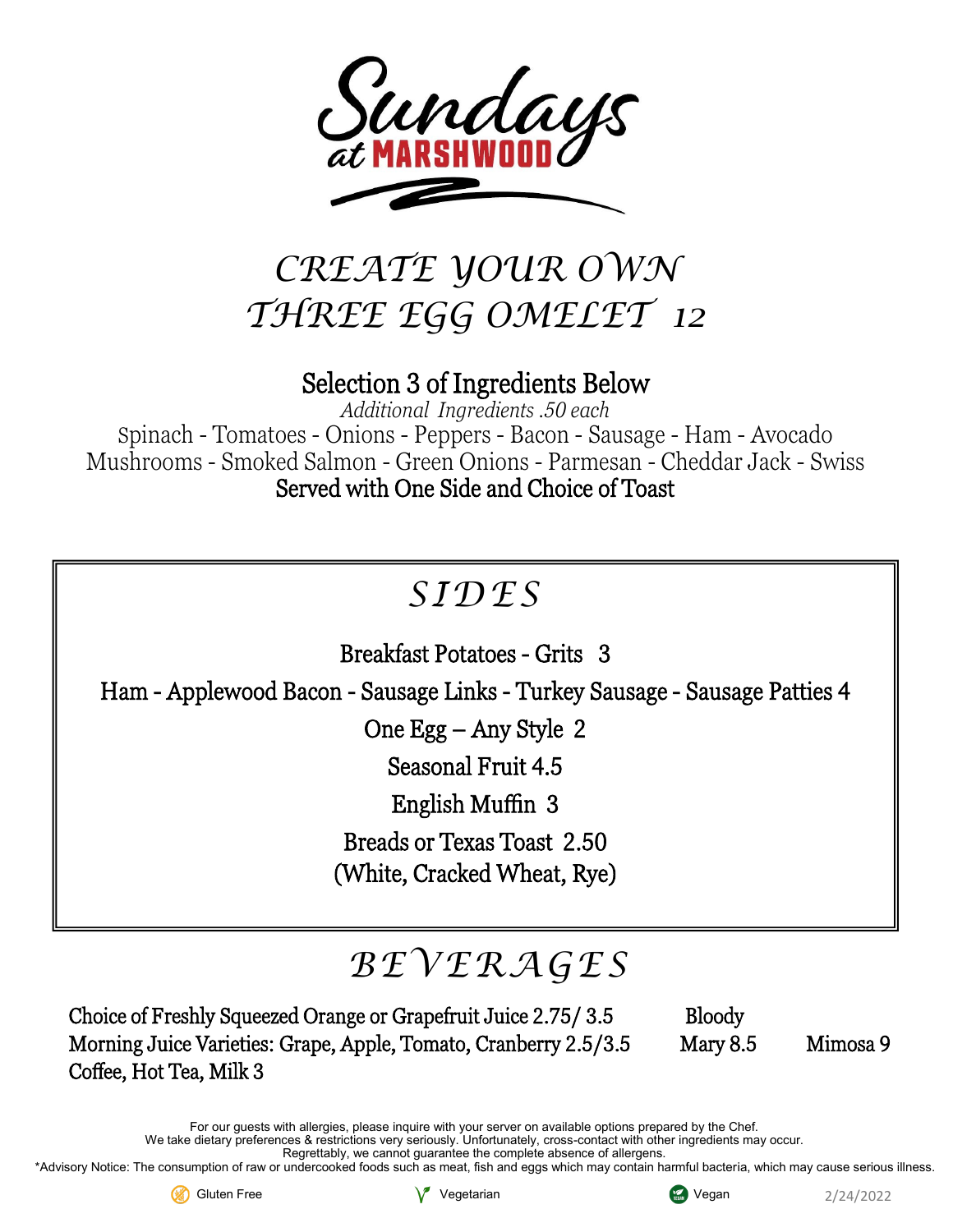# Sundays at MARSHWOOD

## CREATE YOUR OWN THREE EGG OMELET 12

**Selection 3 of Ingredients Below**

*Additional Ingredients .50 each*

Spinach - Tomatoes - Onions - Peppers - Bacon - Sausage - Ham - Avocado
Mushrooms - Smoked Salmon - Green Onions - Parmesan - Cheddar Jack - Swiss

**Served with One Side and Choice of Toast**

## SIDES

Breakfast Potatoes - Grits 3

Ham - Applewood Bacon - Sausage Links - Turkey Sausage - Sausage Patties 4

One Egg – Any Style 2

Seasonal Fruit 4.5

English Muffin 3

Breads or Texas Toast 2.50
(White, Cracked Wheat, Rye)

## BEVERAGES

Choice of Freshly Squeezed Orange or Grapefruit Juice 2.75/ 3.5
Morning Juice Varieties: Grape, Apple, Tomato, Cranberry 2.5/3.5
Coffee, Hot Tea, Milk 3

Bloody Mary 8.5

Mimosa 9

For our guests with allergies, please inquire with your server on available options prepared by the Chef.
We take dietary preferences & restrictions very seriously. Unfortunately, cross-contact with other ingredients may occur.
Regrettably, we cannot guarantee the complete absence of allergens.
*Advisory Notice: The consumption of raw or undercooked foods such as meat, fish and eggs which may contain harmful bacteria, which may cause serious illness.

Gluten Free Vegetarian Vegan

2/24/2022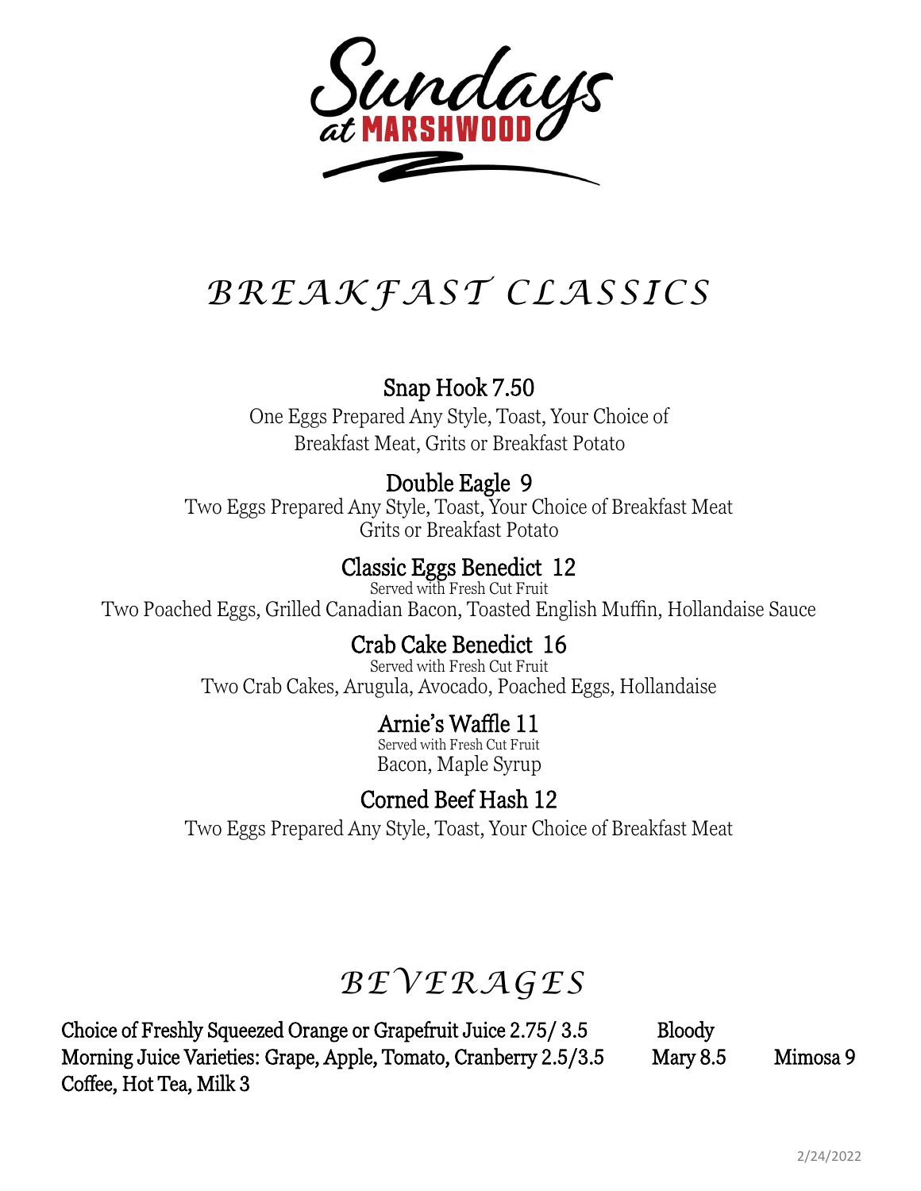# Sundays at MARSHWOOD

## BREAKFAST CLASSICS

### Snap Hook 7.50

One Eggs Prepared Any Style, Toast, Your Choice of Breakfast Meat, Grits or Breakfast Potato

### Double Eagle 9

Two Eggs Prepared Any Style, Toast, Your Choice of Breakfast Meat Grits or Breakfast Potato

### Classic Eggs Benedict 12

Served with Fresh Cut Fruit

Two Poached Eggs, Grilled Canadian Bacon, Toasted English Muffin, Hollandaise Sauce

### Crab Cake Benedict 16

Served with Fresh Cut Fruit

Two Crab Cakes, Arugula, Avocado, Poached Eggs, Hollandaise

### Arnie's Waffle 11

Served with Fresh Cut Fruit

Bacon, Maple Syrup

### Corned Beef Hash 12

Two Eggs Prepared Any Style, Toast, Your Choice of Breakfast Meat

## BEVERAGES

Choice of Freshly Squeezed Orange or Grapefruit Juice 2.75/ 3.5

Morning Juice Varieties: Grape, Apple, Tomato, Cranberry 2.5/3.5

Coffee, Hot Tea, Milk 3

Bloody Mary 8.5

Mimosa 9

2/24/2022